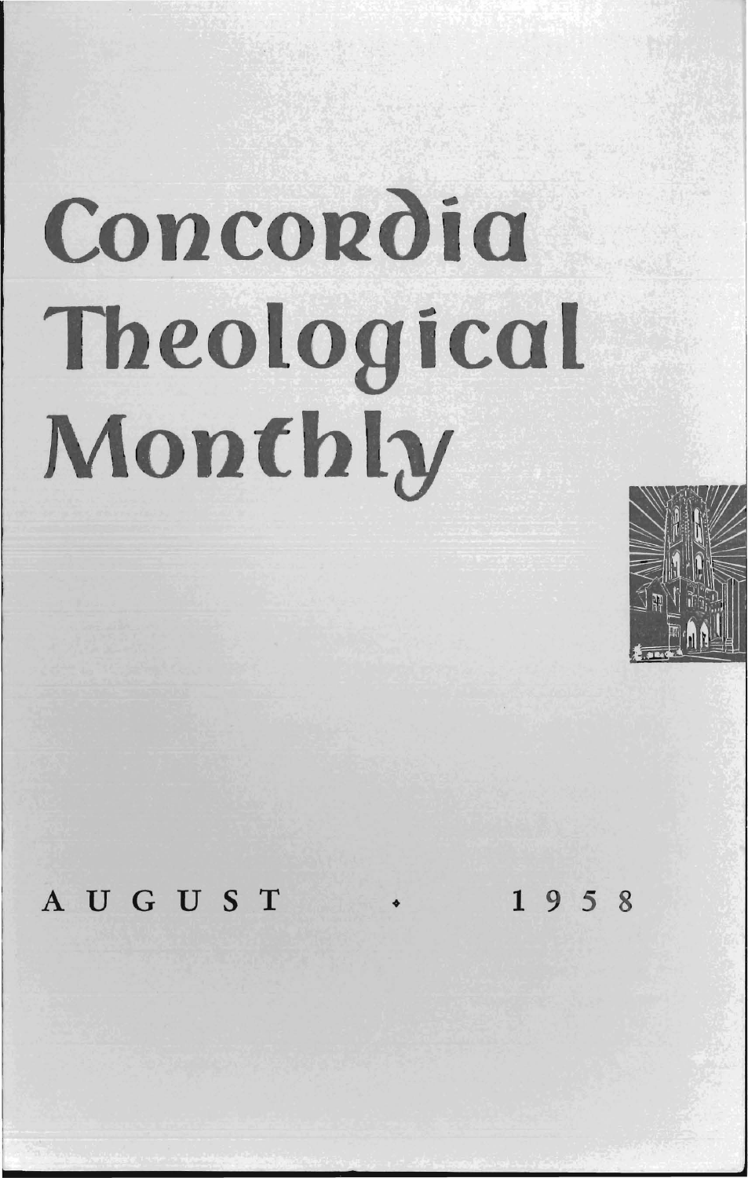# Concordia Theological Monthly

AUGUST • 1958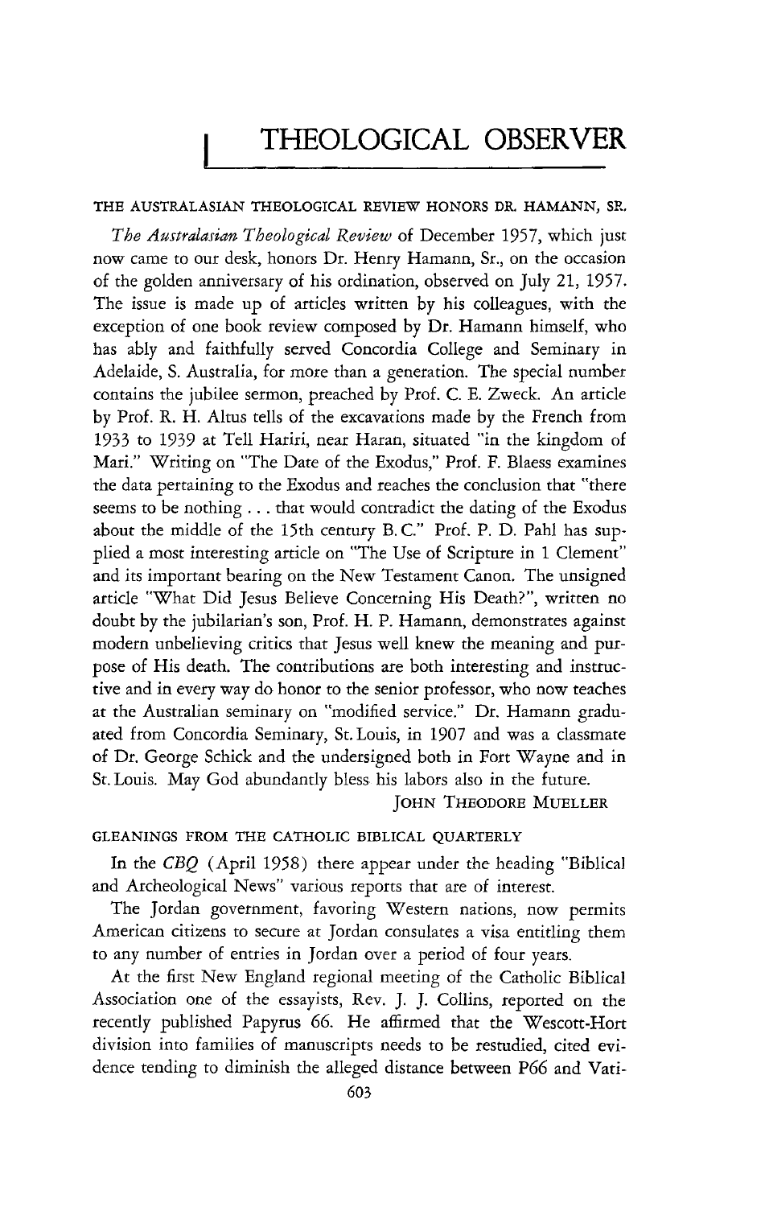# THEOLOGICAL OBSERVER

## THE AUSTRALASIAN THEOLOGICAL REVIEW HONORS DR. HAMANN, SR.

*The Australasian Theological Review* of December 1957, which just now came to our desk, honors Dr. Henry Hamann, Sr., on the occasion of the golden anniversary of his ordination, observed on July 21, 1957. The issue is made up of articles written by his colleagues, with the exception of one book review composed by Dr. Hamann himself, who has ably and faithfully served Concordia College and Seminary in Adelaide, S. Australia, for more than a generation. The special number contains the jubilee sermon, preached by Prof. C. E. Zweck. An article by Prof. R. H. Altus tells of the excavations made by the French from 1933 to 1939 at Tell Hariri, near Haran, situated "in the kingdom of Mari." Writing on "The Date of the Exodus," Prof. F. Blaess examines the data pertaining to the Exodus and reaches the conclusion that "there seems to be nothing . . . that would contradict the dating of the Exodus about the middle of the 15th century B. C." Prof. P. D. Pahl has supplied a most interesting article on "The Use of Scripture in 1 Clement" and its important bearing on the New Testament Canon. The unsigned article "What Did Jesus Believe Concerning His Death?", written no doubt by the jubilarian's son, Prof. H. P. Hamann, demonstrates against modern unbelieving critics that Jesus well knew the meaning and purpose of His death. The contributions are both interesting and instructive and in every way do honor to the senior professor, who now teaches at the Australian seminary on "modified service." Dr. Hamann graduated from Concordia Seminary, St. Louis, in 1907 and was a classmate of Dr. George Schick and the undersigned both in Fort Wayne and in St. Louis. May God abundantly bless his labors also in the future.

JOHN THEODORE MUELLER

## GLEANINGS FROM THE CATHOLIC BIBLICAL QUARTERLY

In the *CBQ* (April 1958) there appear under the heading "Biblical and Archeological News" various reports that are of interest.

The Jordan government, favoring Western nations, now permits American citizens to secure at Jordan consulates a visa entitling them to any number of entries in Jordan over a period of four years.

At the first New England regional meeting of the Catholic Biblical Association one of the essayists, Rev. J. J. Collins, reported on the recently published Papyrus 66. He affirmed that the Wescott-Hort division into families of manuscripts needs to be restudied, cited evidence tending to diminish the alleged distance between P66 and Vati-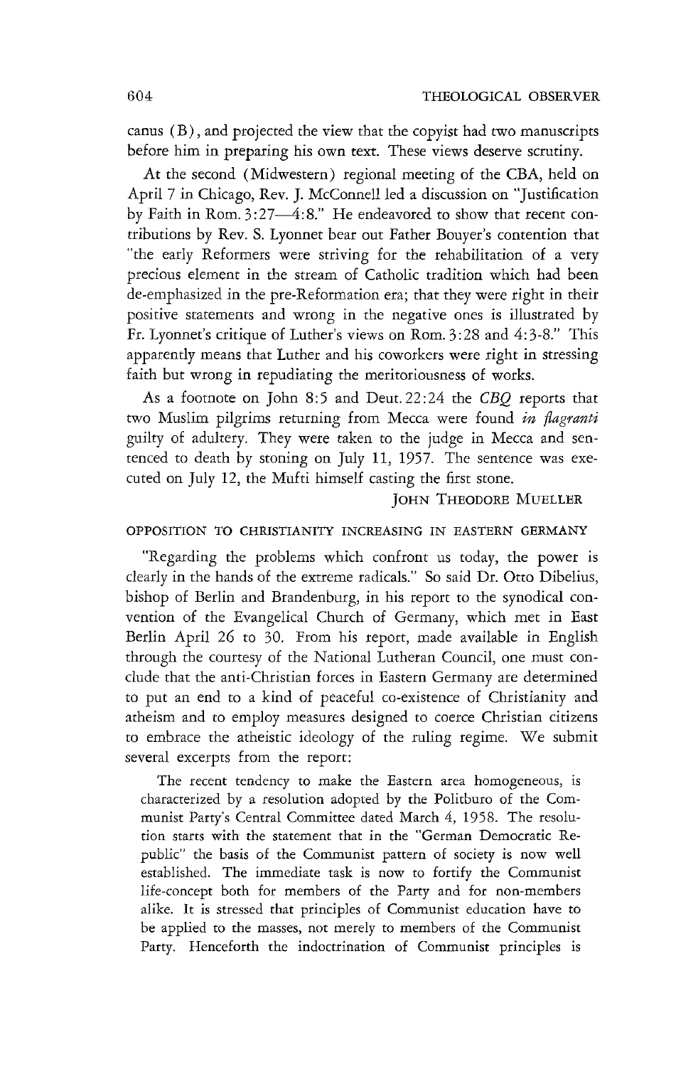canus (B), and projected the view that the copyist had two manuscripts before him in preparing his own text. These views deserve scrutiny.

At the second (Midwestern) regional meeting of the CBA, held on April 7 in Chicago, Rev. J. McConnell led a discussion on "Justification by Faith in Rom. 3:27—4:8." He endeavored to show that recent contributions by Rev. S. Lyonnet bear out Father Bouyer's contention that "the early Reformers were striving for the rehabilitation of a very precious element in the stream of Catholic tradition which had been de-emphasized in the pre-Reformation era; that they were right in their positive statements and wrong in the negative ones is illustrated by Fr. Lyonnet's critique of Luther's views on Rom. 3:28 and 4:3-8." This apparently means that Luther and his coworkers were right in stressing faith but wrong in repudiating the meritoriousness of works.

As a footnote on John 8:5 and Deut. 22:24 the *CBQ* reports that two Muslim pilgrims returning from Mecca were found *in flagranti* guilty of adultery. They were taken to the judge in Mecca and sentenced to death by stoning on July 11, 1957. The sentence was executed on July 12, the Mufti himself casting the first stone.

JOHN THEODORE MUELLER

## OPPOSITION TO CHRISTIANITY INCREASING IN EASTERN GERMANY

"Regarding the problems which confront us today, the power is clearly in the hands of the extreme radicals." So said Dr. Otto Dibelius, bishop of Berlin and Brandenburg, in his report to the synodical convention of the Evangelical Church of Germany, which met in East Berlin April 26 to 30. From his report, made available in English through the courtesy of the National Lutheran Council, one must conclude that the anti-Christian forces in Eastern Germany are determined to put an end to a kind of peaceful co-existence of Christianity and atheism and to employ measures designed to coerce Christian citizens to embrace the atheistic ideology of the ruling regime. We submit several excerpts from the report:

> The recent tendency to make the Eastern area homogeneous, is characterized by a resolution adopted by the Politburo of the Communist Party's Central Committee dated March 4, 1958. The resolution starts with the statement that in the "German Democratic Republic" the basis of the Communist pattern of society is now well established. The immediate task is now to fortify the Communist life-concept both for members of the Party and for non-members alike. It is stressed that principles of Communist education have to be applied to the masses, not merely to members of the Communist Party. Henceforth the indoctrination of Communist principles is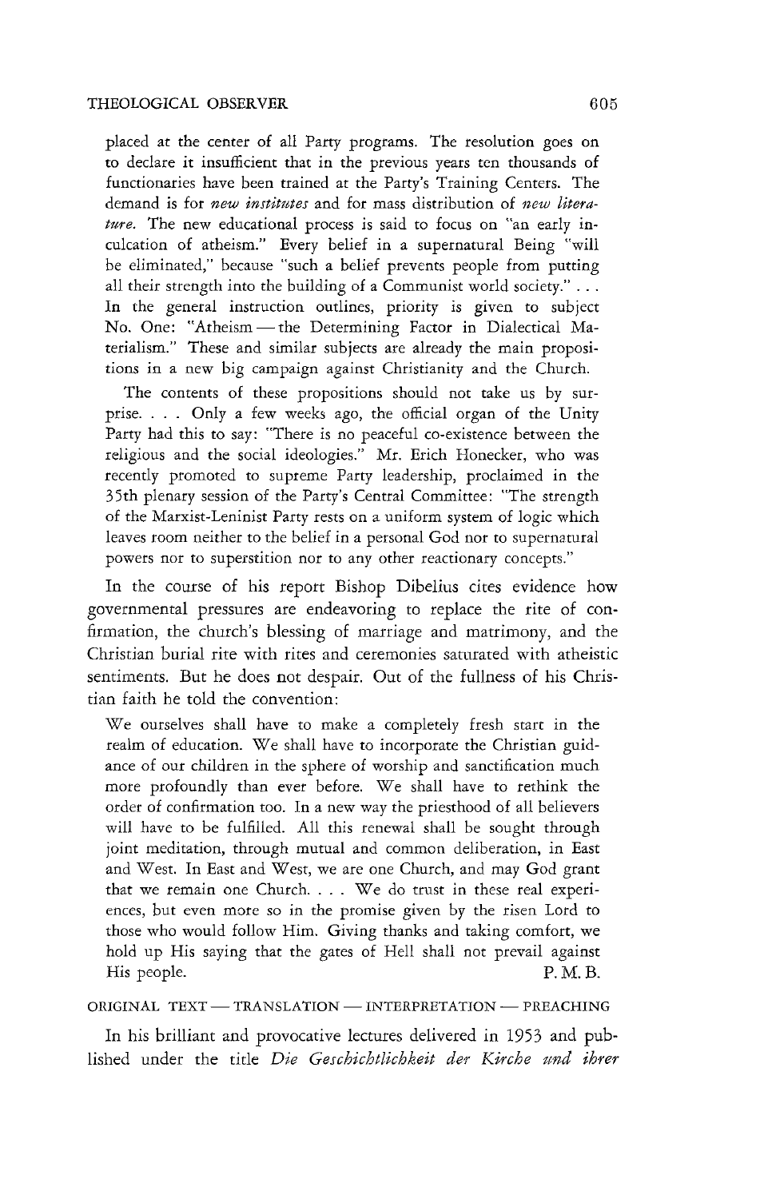placed at the center of all Party programs. The resolution goes on to declare it insufficient that in the previous years ten thousands of functionaries have been trained at the Party's Training Centers. The demand is for *new institutes* and for mass distribution of *new literature*. The new educational process is said to focus on "an early inculcation of atheism." Every belief in a supernatural Being "will be eliminated," because "such a belief prevents people from putting all their strength into the building of a Communist world society." ... In the general instruction outlines, priority is given to subject No. One: "Atheism — the Determining Factor in Dialectical Materialism." These and similar subjects are already the main propositions in a new big campaign against Christianity and the Church.

The contents of these propositions should not take us by surprise. . . . Only a few weeks ago, the official organ of the Unity Party had this to say: "There is no peaceful co-existence between the religious and the social ideologies." Mr. Erich Honecker, who was recently promoted to supreme Party leadership, proclaimed in the 35th plenary session of the Party's Central Committee: "The strength of the Marxist-Leninist Party rests on a uniform system of logic which leaves room neither to the belief in a personal God nor to supernatural powers nor to superstition nor to any other reactionary concepts."

In the course of his report Bishop Dibelius cites evidence how governmental pressures are endeavoring to replace the rite of confirmation, the church's blessing of marriage and matrimony, and the Christian burial rite with rites and ceremonies saturated with atheistic sentiments. But he does not despair. Out of the fullness of his Christian faith he told the convention:

> We ourselves shall have to make a completely fresh start in the realm of education. We shall have to incorporate the Christian guidance of our children in the sphere of worship and sanctification much more profoundly than ever before. We shall have to rethink the order of confirmation too. In a new way the priesthood of all believers will have to be fulfilled. All this renewal shall be sought through joint meditation, through mutual and common deliberation, in East and West. In East and West, we are one Church, and may God grant that we remain one Church. . . . We do trust in these real experiences, but even more so in the promise given by the risen Lord to those who would follow Him. Giving thanks and taking comfort, we hold up His saying that the gates of Hell shall not prevail against His people.

P. M. B.

## ORIGINAL TEXT — TRANSLATION — INTERPRETATION — PREACHING

In his brilliant and provocative lectures delivered in 1953 and published under the title *Die Geschichtlichkeit der Kirche und ihrer*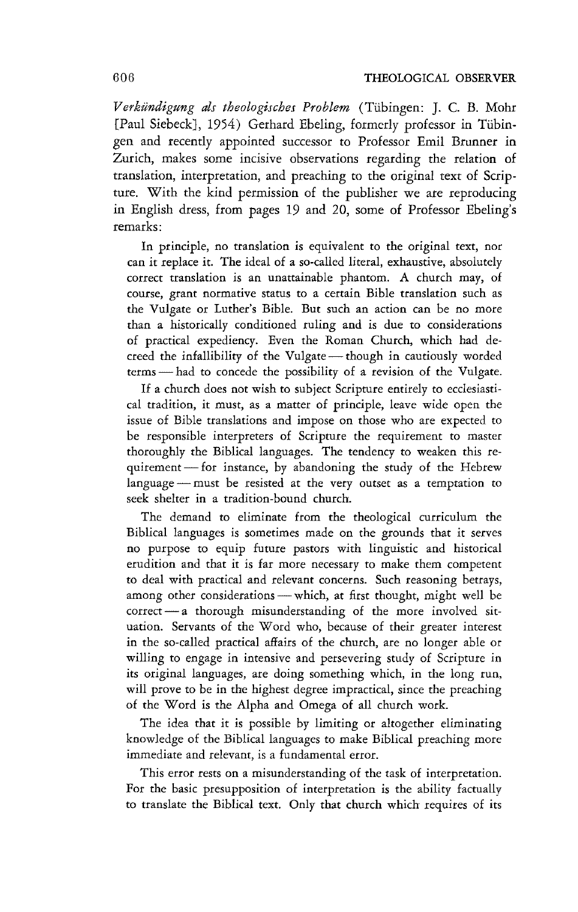*Verkündigung als theologisches Problem* (Tübingen: J. C. B. Mohr [Paul Siebeck], 1954) Gerhard Ebeling, formerly professor in Tübingen and recently appointed successor to Professor Emil Brunner in Zurich, makes some incisive observations regarding the relation of translation, interpretation, and preaching to the original text of Scripture. With the kind permission of the publisher we are reproducing in English dress, from pages 19 and 20, some of Professor Ebeling's remarks:

In principle, no translation is equivalent to the original text, nor can it replace it. The ideal of a so-called literal, exhaustive, absolutely correct translation is an unattainable phantom. A church may, of course, grant normative status to a certain Bible translation such as the Vulgate or Luther's Bible. But such an action can be no more than a historically conditioned ruling and is due to considerations of practical expediency. Even the Roman Church, which had decreed the infallibility of the Vulgate — though in cautiously worded terms — had to concede the possibility of a revision of the Vulgate.

If a church does not wish to subject Scripture entirely to ecclesiastical tradition, it must, as a matter of principle, leave wide open the issue of Bible translations and impose on those who are expected to be responsible interpreters of Scripture the requirement to master thoroughly the Biblical languages. The tendency to weaken this requirement — for instance, by abandoning the study of the Hebrew language — must be resisted at the very outset as a temptation to seek shelter in a tradition-bound church.

The demand to eliminate from the theological curriculum the Biblical languages is sometimes made on the grounds that it serves no purpose to equip future pastors with linguistic and historical erudition and that it is far more necessary to make them competent to deal with practical and relevant concerns. Such reasoning betrays, among other considerations — which, at first thought, might well be correct — a thorough misunderstanding of the more involved situation. Servants of the Word who, because of their greater interest in the so-called practical affairs of the church, are no longer able or willing to engage in intensive and persevering study of Scripture in its original languages, are doing something which, in the long run, will prove to be in the highest degree impractical, since the preaching of the Word is the Alpha and Omega of all church work.

The idea that it is possible by limiting or altogether eliminating knowledge of the Biblical languages to make Biblical preaching more immediate and relevant, is a fundamental error.

This error rests on a misunderstanding of the task of interpretation. For the basic presupposition of interpretation is the ability factually to translate the Biblical text. Only that church which requires of its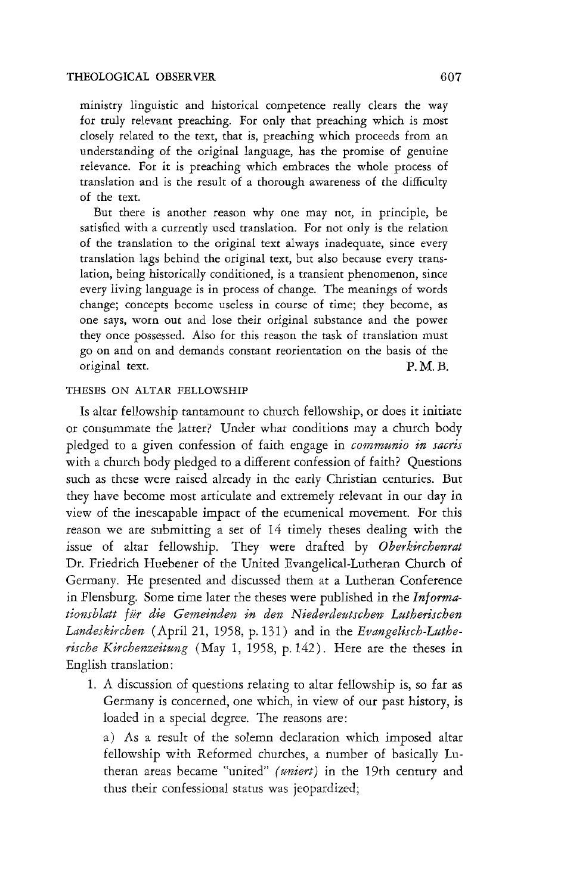ministry linguistic and historical competence really clears the way for truly relevant preaching. For only that preaching which is most closely related to the text, that is, preaching which proceeds from an understanding of the original language, has the promise of genuine relevance. For it is preaching which embraces the whole process of translation and is the result of a thorough awareness of the difficulty of the text.

But there is another reason why one may not, in principle, be satisfied with a currently used translation. For not only is the relation of the translation to the original text always inadequate, since every translation lags behind the original text, but also because every translation, being historically conditioned, is a transient phenomenon, since every living language is in process of change. The meanings of words change; concepts become useless in course of time; they become, as one says, worn out and lose their original substance and the power they once possessed. Also for this reason the task of translation must go on and on and demands constant reorientation on the basis of the original text.

P. M. B.

## THESES ON ALTAR FELLOWSHIP

Is altar fellowship tantamount to church fellowship, or does it initiate or consummate the latter? Under what conditions may a church body pledged to a given confession of faith engage in *communio in sacris* with a church body pledged to a different confession of faith? Questions such as these were raised already in the early Christian centuries. But they have become most articulate and extremely relevant in our day in view of the inescapable impact of the ecumenical movement. For this reason we are submitting a set of 14 timely theses dealing with the issue of altar fellowship. They were drafted by *Oberkirchenrat* Dr. Friedrich Huebener of the United Evangelical-Lutheran Church of Germany. He presented and discussed them at a Lutheran Conference in Flensburg. Some time later the theses were published in the *Informationsblatt für die Gemeinden in den Niederdeutschen Lutherischen Landeskirchen* (April 21, 1958, p. 131) and in the *Evangelisch-Lutherische Kirchenzeitung* (May 1, 1958, p. 142). Here are the theses in English translation:

1. A discussion of questions relating to altar fellowship is, so far as Germany is concerned, one which, in view of our past history, is loaded in a special degree. The reasons are:

   a) As a result of the solemn declaration which imposed altar fellowship with Reformed churches, a number of basically Lutheran areas became "united" *(uniert)* in the 19th century and thus their confessional status was jeopardized;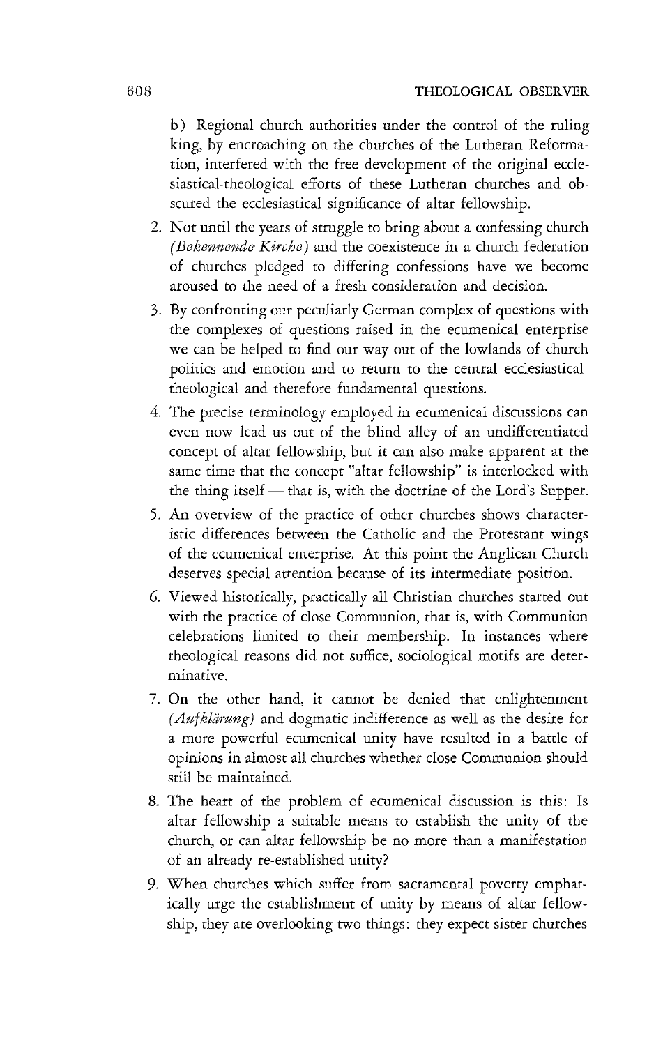b) Regional church authorities under the control of the ruling king, by encroaching on the churches of the Lutheran Reformation, interfered with the free development of the original ecclesiastical-theological efforts of these Lutheran churches and obscured the ecclesiastical significance of altar fellowship.

2. Not until the years of struggle to bring about a confessing church (*Bekennende Kirche*) and the coexistence in a church federation of churches pledged to differing confessions have we become aroused to the need of a fresh consideration and decision.
3. By confronting our peculiarly German complex of questions with the complexes of questions raised in the ecumenical enterprise we can be helped to find our way out of the lowlands of church politics and emotion and to return to the central ecclesiastical-theological and therefore fundamental questions.
4. The precise terminology employed in ecumenical discussions can even now lead us out of the blind alley of an undifferentiated concept of altar fellowship, but it can also make apparent at the same time that the concept "altar fellowship" is interlocked with the thing itself — that is, with the doctrine of the Lord's Supper.
5. An overview of the practice of other churches shows characteristic differences between the Catholic and the Protestant wings of the ecumenical enterprise. At this point the Anglican Church deserves special attention because of its intermediate position.
6. Viewed historically, practically all Christian churches started out with the practice of close Communion, that is, with Communion celebrations limited to their membership. In instances where theological reasons did not suffice, sociological motifs are determinative.
7. On the other hand, it cannot be denied that enlightenment (*Aufklärung*) and dogmatic indifference as well as the desire for a more powerful ecumenical unity have resulted in a battle of opinions in almost all churches whether close Communion should still be maintained.
8. The heart of the problem of ecumenical discussion is this: Is altar fellowship a suitable means to establish the unity of the church, or can altar fellowship be no more than a manifestation of an already re-established unity?
9. When churches which suffer from sacramental poverty emphatically urge the establishment of unity by means of altar fellowship, they are overlooking two things: they expect sister churches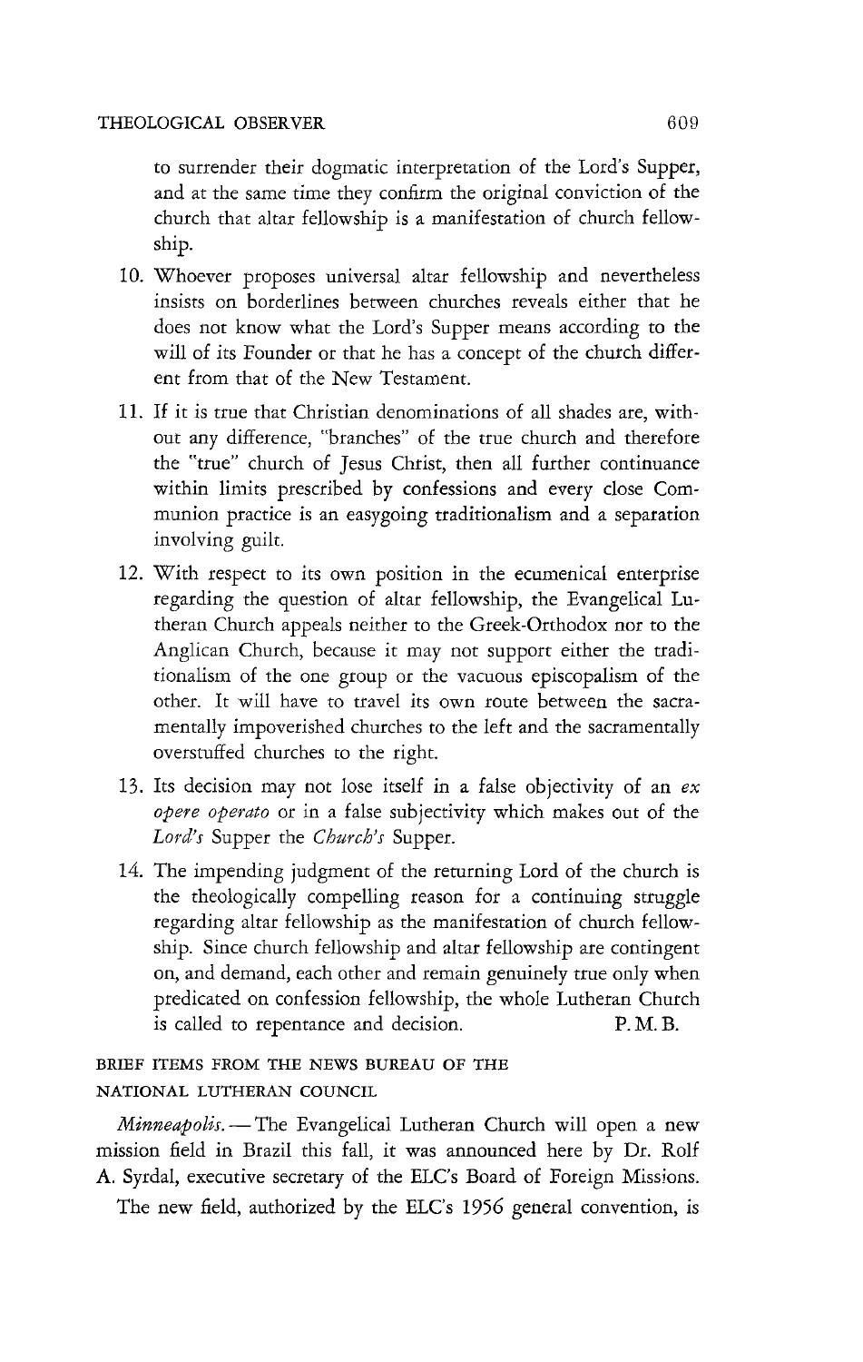to surrender their dogmatic interpretation of the Lord's Supper, and at the same time they confirm the original conviction of the church that altar fellowship is a manifestation of church fellowship.

10. Whoever proposes universal altar fellowship and nevertheless insists on borderlines between churches reveals either that he does not know what the Lord's Supper means according to the will of its Founder or that he has a concept of the church different from that of the New Testament.

11. If it is true that Christian denominations of all shades are, without any difference, "branches" of the true church and therefore the "true" church of Jesus Christ, then all further continuance within limits prescribed by confessions and every close Communion practice is an easygoing traditionalism and a separation involving guilt.

12. With respect to its own position in the ecumenical enterprise regarding the question of altar fellowship, the Evangelical Lutheran Church appeals neither to the Greek-Orthodox nor to the Anglican Church, because it may not support either the traditionalism of the one group or the vacuous episcopalism of the other. It will have to travel its own route between the sacramentally impoverished churches to the left and the sacramentally overstuffed churches to the right.

13. Its decision may not lose itself in a false objectivity of an *ex opere operato* or in a false subjectivity which makes out of the *Lord's* Supper the *Church's* Supper.

14. The impending judgment of the returning Lord of the church is the theologically compelling reason for a continuing struggle regarding altar fellowship as the manifestation of church fellowship. Since church fellowship and altar fellowship are contingent on, and demand, each other and remain genuinely true only when predicated on confession fellowship, the whole Lutheran Church is called to repentance and decision. P. M. B.

## BRIEF ITEMS FROM THE NEWS BUREAU OF THE NATIONAL LUTHERAN COUNCIL

*Minneapolis.* — The Evangelical Lutheran Church will open a new mission field in Brazil this fall, it was announced here by Dr. Rolf A. Syrdal, executive secretary of the ELC's Board of Foreign Missions.

The new field, authorized by the ELC's 1956 general convention, is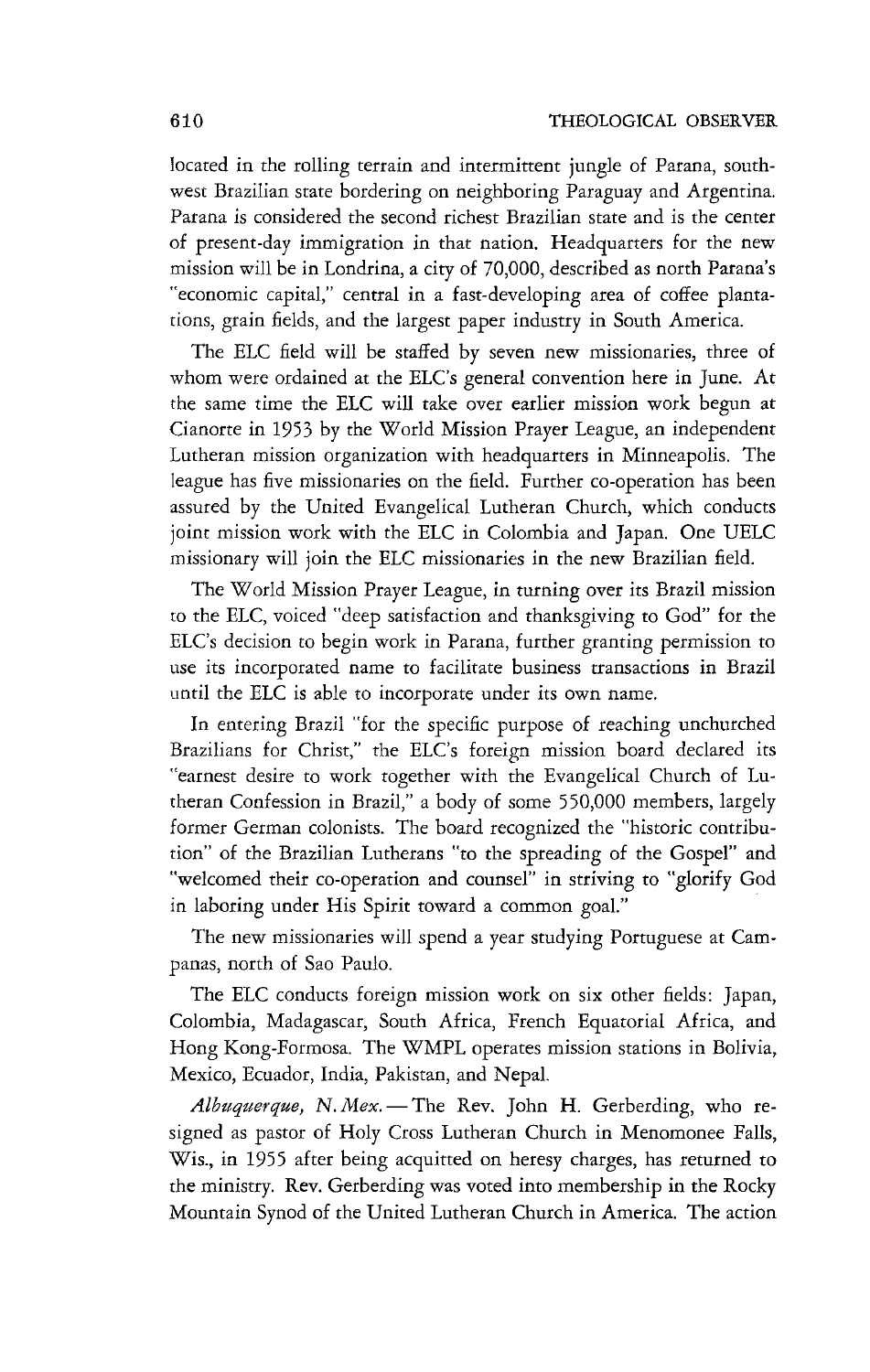located in the rolling terrain and intermittent jungle of Parana, southwest Brazilian state bordering on neighboring Paraguay and Argentina. Parana is considered the second richest Brazilian state and is the center of present-day immigration in that nation. Headquarters for the new mission will be in Londrina, a city of 70,000, described as north Parana's "economic capital," central in a fast-developing area of coffee plantations, grain fields, and the largest paper industry in South America.

The ELC field will be staffed by seven new missionaries, three of whom were ordained at the ELC's general convention here in June. At the same time the ELC will take over earlier mission work begun at Cianorte in 1953 by the World Mission Prayer League, an independent Lutheran mission organization with headquarters in Minneapolis. The league has five missionaries on the field. Further co-operation has been assured by the United Evangelical Lutheran Church, which conducts joint mission work with the ELC in Colombia and Japan. One UELC missionary will join the ELC missionaries in the new Brazilian field.

The World Mission Prayer League, in turning over its Brazil mission to the ELC, voiced "deep satisfaction and thanksgiving to God" for the ELC's decision to begin work in Parana, further granting permission to use its incorporated name to facilitate business transactions in Brazil until the ELC is able to incorporate under its own name.

In entering Brazil "for the specific purpose of reaching unchurched Brazilians for Christ," the ELC's foreign mission board declared its "earnest desire to work together with the Evangelical Church of Lutheran Confession in Brazil," a body of some 550,000 members, largely former German colonists. The board recognized the "historic contribution" of the Brazilian Lutherans "to the spreading of the Gospel" and "welcomed their co-operation and counsel" in striving to "glorify God in laboring under His Spirit toward a common goal."

The new missionaries will spend a year studying Portuguese at Campanas, north of Sao Paulo.

The ELC conducts foreign mission work on six other fields: Japan, Colombia, Madagascar, South Africa, French Equatorial Africa, and Hong Kong-Formosa. The WMPL operates mission stations in Bolivia, Mexico, Ecuador, India, Pakistan, and Nepal.

*Albuquerque, N. Mex.* — The Rev. John H. Gerberding, who resigned as pastor of Holy Cross Lutheran Church in Menomonee Falls, Wis., in 1955 after being acquitted on heresy charges, has returned to the ministry. Rev. Gerberding was voted into membership in the Rocky Mountain Synod of the United Lutheran Church in America. The action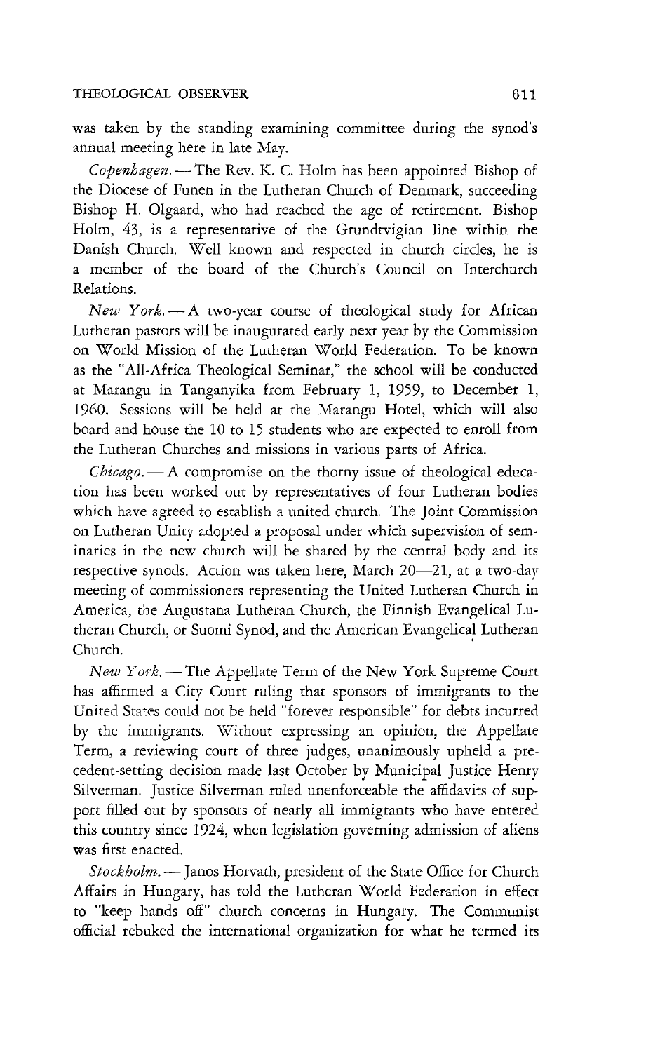was taken by the standing examining committee during the synod's annual meeting here in late May.

*Copenhagen.* — The Rev. K. C. Holm has been appointed Bishop of the Diocese of Funen in the Lutheran Church of Denmark, succeeding Bishop H. Olgaard, who had reached the age of retirement. Bishop Holm, 43, is a representative of the Grundtvigian line within the Danish Church. Well known and respected in church circles, he is a member of the board of the Church's Council on Interchurch Relations.

*New York.* — A two-year course of theological study for African Lutheran pastors will be inaugurated early next year by the Commission on World Mission of the Lutheran World Federation. To be known as the "All-Africa Theological Seminar," the school will be conducted at Marangu in Tanganyika from February 1, 1959, to December 1, 1960. Sessions will be held at the Marangu Hotel, which will also board and house the 10 to 15 students who are expected to enroll from the Lutheran Churches and missions in various parts of Africa.

*Chicago.* — A compromise on the thorny issue of theological education has been worked out by representatives of four Lutheran bodies which have agreed to establish a united church. The Joint Commission on Lutheran Unity adopted a proposal under which supervision of seminaries in the new church will be shared by the central body and its respective synods. Action was taken here, March 20—21, at a two-day meeting of commissioners representing the United Lutheran Church in America, the Augustana Lutheran Church, the Finnish Evangelical Lutheran Church, or Suomi Synod, and the American Evangelical Lutheran Church.

*New York.* — The Appellate Term of the New York Supreme Court has affirmed a City Court ruling that sponsors of immigrants to the United States could not be held "forever responsible" for debts incurred by the immigrants. Without expressing an opinion, the Appellate Term, a reviewing court of three judges, unanimously upheld a precedent-setting decision made last October by Municipal Justice Henry Silverman. Justice Silverman ruled unenforceable the affidavits of support filled out by sponsors of nearly all immigrants who have entered this country since 1924, when legislation governing admission of aliens was first enacted.

*Stockholm.* — Janos Horvath, president of the State Office for Church Affairs in Hungary, has told the Lutheran World Federation in effect to "keep hands off" church concerns in Hungary. The Communist official rebuked the international organization for what he termed its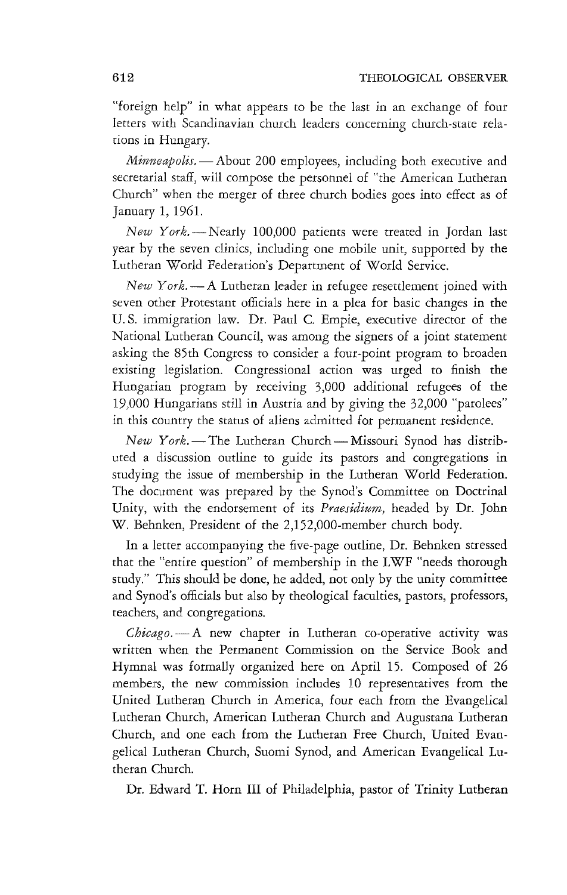"foreign help" in what appears to be the last in an exchange of four letters with Scandinavian church leaders concerning church-state relations in Hungary.

*Minneapolis.* — About 200 employees, including both executive and secretarial staff, will compose the personnel of "the American Lutheran Church" when the merger of three church bodies goes into effect as of January 1, 1961.

*New York.* — Nearly 100,000 patients were treated in Jordan last year by the seven clinics, including one mobile unit, supported by the Lutheran World Federation's Department of World Service.

*New York.* — A Lutheran leader in refugee resettlement joined with seven other Protestant officials here in a plea for basic changes in the U. S. immigration law. Dr. Paul C. Empie, executive director of the National Lutheran Council, was among the signers of a joint statement asking the 85th Congress to consider a four-point program to broaden existing legislation. Congressional action was urged to finish the Hungarian program by receiving 3,000 additional refugees of the 19,000 Hungarians still in Austria and by giving the 32,000 "parolees" in this country the status of aliens admitted for permanent residence.

*New York.* — The Lutheran Church — Missouri Synod has distributed a discussion outline to guide its pastors and congregations in studying the issue of membership in the Lutheran World Federation. The document was prepared by the Synod's Committee on Doctrinal Unity, with the endorsement of its *Praesidium,* headed by Dr. John W. Behnken, President of the 2,152,000-member church body.

In a letter accompanying the five-page outline, Dr. Behnken stressed that the "entire question" of membership in the LWF "needs thorough study." This should be done, he added, not only by the unity committee and Synod's officials but also by theological faculties, pastors, professors, teachers, and congregations.

*Chicago.* — A new chapter in Lutheran co-operative activity was written when the Permanent Commission on the Service Book and Hymnal was formally organized here on April 15. Composed of 26 members, the new commission includes 10 representatives from the United Lutheran Church in America, four each from the Evangelical Lutheran Church, American Lutheran Church and Augustana Lutheran Church, and one each from the Lutheran Free Church, United Evangelical Lutheran Church, Suomi Synod, and American Evangelical Lutheran Church.

Dr. Edward T. Horn III of Philadelphia, pastor of Trinity Lutheran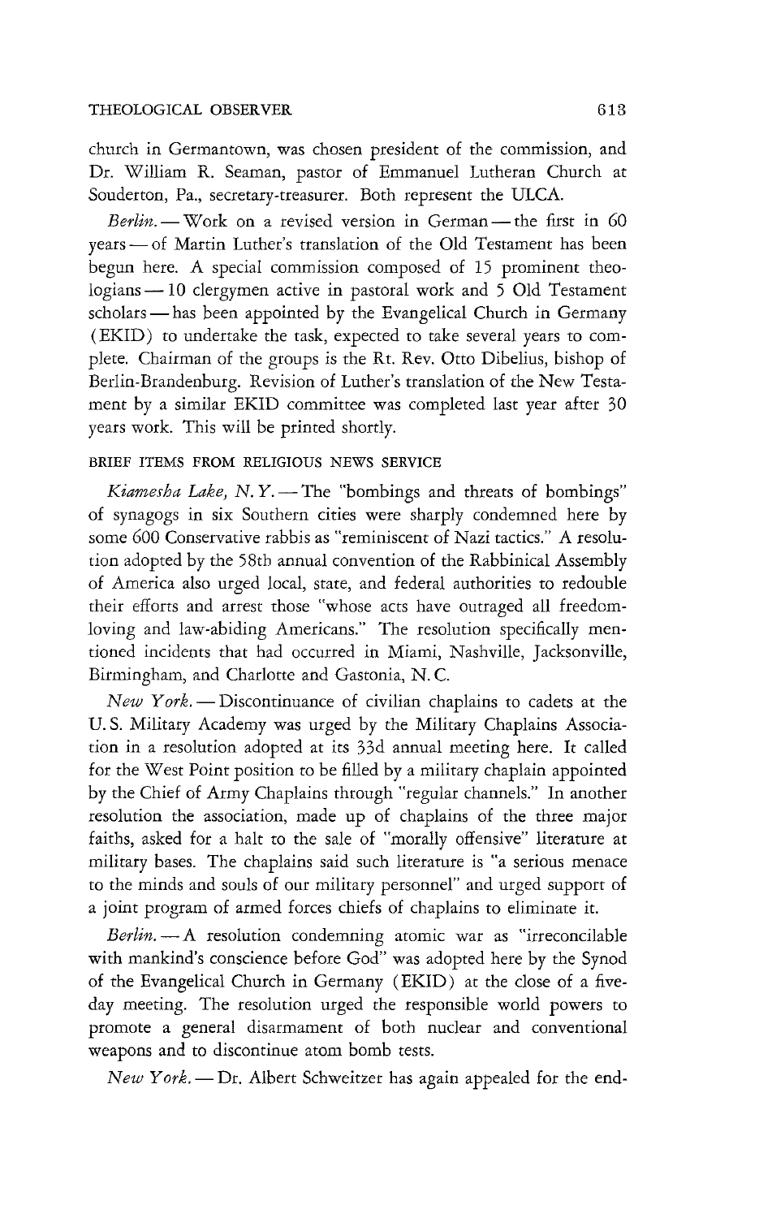church in Germantown, was chosen president of the commission, and Dr. William R. Seaman, pastor of Emmanuel Lutheran Church at Souderton, Pa., secretary-treasurer. Both represent the ULCA.

*Berlin.* — Work on a revised version in German — the first in 60 years — of Martin Luther's translation of the Old Testament has been begun here. A special commission composed of 15 prominent theologians — 10 clergymen active in pastoral work and 5 Old Testament scholars — has been appointed by the Evangelical Church in Germany (EKID) to undertake the task, expected to take several years to complete. Chairman of the groups is the Rt. Rev. Otto Dibelius, bishop of Berlin-Brandenburg. Revision of Luther's translation of the New Testament by a similar EKID committee was completed last year after 30 years work. This will be printed shortly.

BRIEF ITEMS FROM RELIGIOUS NEWS SERVICE

*Kiamesha Lake, N. Y.* — The "bombings and threats of bombings" of synagogs in six Southern cities were sharply condemned here by some 600 Conservative rabbis as "reminiscent of Nazi tactics." A resolution adopted by the 58th annual convention of the Rabbinical Assembly of America also urged local, state, and federal authorities to redouble their efforts and arrest those "whose acts have outraged all freedom-loving and law-abiding Americans." The resolution specifically mentioned incidents that had occurred in Miami, Nashville, Jacksonville, Birmingham, and Charlotte and Gastonia, N. C.

*New York.* — Discontinuance of civilian chaplains to cadets at the U. S. Military Academy was urged by the Military Chaplains Association in a resolution adopted at its 33d annual meeting here. It called for the West Point position to be filled by a military chaplain appointed by the Chief of Army Chaplains through "regular channels." In another resolution the association, made up of chaplains of the three major faiths, asked for a halt to the sale of "morally offensive" literature at military bases. The chaplains said such literature is "a serious menace to the minds and souls of our military personnel" and urged support of a joint program of armed forces chiefs of chaplains to eliminate it.

*Berlin.* — A resolution condemning atomic war as "irreconcilable with mankind's conscience before God" was adopted here by the Synod of the Evangelical Church in Germany (EKID) at the close of a five-day meeting. The resolution urged the responsible world powers to promote a general disarmament of both nuclear and conventional weapons and to discontinue atom bomb tests.

*New York.* — Dr. Albert Schweitzer has again appealed for the end-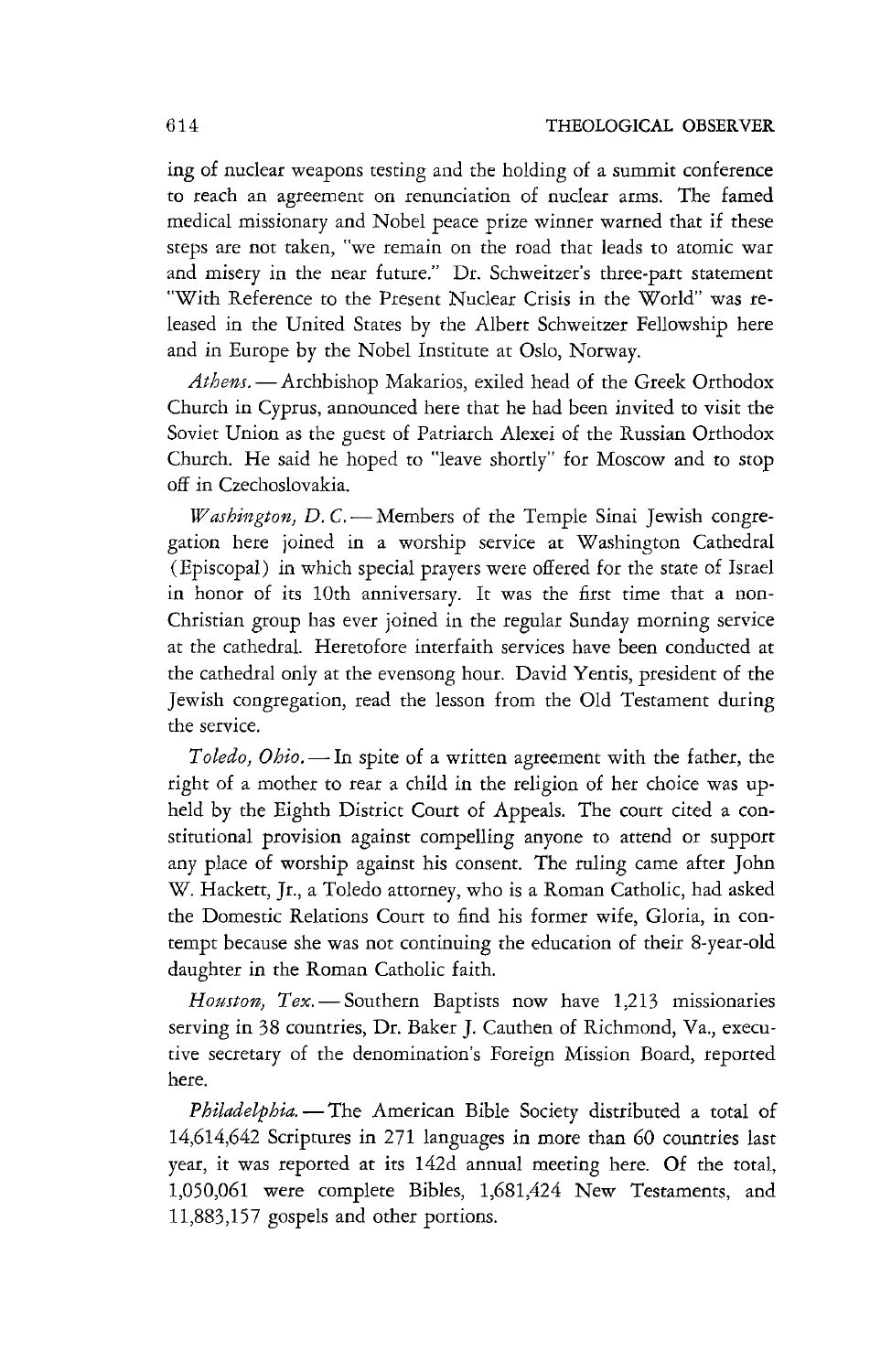ing of nuclear weapons testing and the holding of a summit conference to reach an agreement on renunciation of nuclear arms. The famed medical missionary and Nobel peace prize winner warned that if these steps are not taken, "we remain on the road that leads to atomic war and misery in the near future." Dr. Schweitzer's three-part statement "With Reference to the Present Nuclear Crisis in the World" was released in the United States by the Albert Schweitzer Fellowship here and in Europe by the Nobel Institute at Oslo, Norway.

*Athens.* — Archbishop Makarios, exiled head of the Greek Orthodox Church in Cyprus, announced here that he had been invited to visit the Soviet Union as the guest of Patriarch Alexei of the Russian Orthodox Church. He said he hoped to "leave shortly" for Moscow and to stop off in Czechoslovakia.

*Washington, D. C.* — Members of the Temple Sinai Jewish congregation here joined in a worship service at Washington Cathedral (Episcopal) in which special prayers were offered for the state of Israel in honor of its 10th anniversary. It was the first time that a non-Christian group has ever joined in the regular Sunday morning service at the cathedral. Heretofore interfaith services have been conducted at the cathedral only at the evensong hour. David Yentis, president of the Jewish congregation, read the lesson from the Old Testament during the service.

*Toledo, Ohio.* — In spite of a written agreement with the father, the right of a mother to rear a child in the religion of her choice was upheld by the Eighth District Court of Appeals. The court cited a constitutional provision against compelling anyone to attend or support any place of worship against his consent. The ruling came after John W. Hackett, Jr., a Toledo attorney, who is a Roman Catholic, had asked the Domestic Relations Court to find his former wife, Gloria, in contempt because she was not continuing the education of their 8-year-old daughter in the Roman Catholic faith.

*Houston, Tex.* — Southern Baptists now have 1,213 missionaries serving in 38 countries, Dr. Baker J. Cauthen of Richmond, Va., executive secretary of the denomination's Foreign Mission Board, reported here.

*Philadelphia.* — The American Bible Society distributed a total of 14,614,642 Scriptures in 271 languages in more than 60 countries last year, it was reported at its 142d annual meeting here. Of the total, 1,050,061 were complete Bibles, 1,681,424 New Testaments, and 11,883,157 gospels and other portions.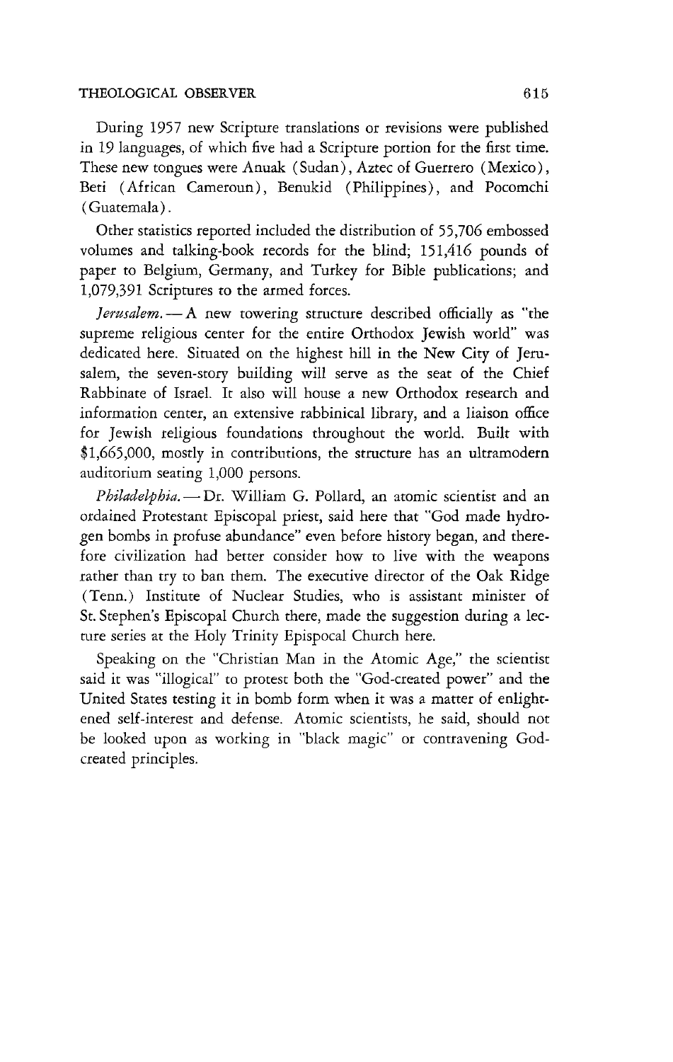During 1957 new Scripture translations or revisions were published in 19 languages, of which five had a Scripture portion for the first time. These new tongues were Anuak (Sudan), Aztec of Guerrero (Mexico), Beti (African Cameroun), Benukid (Philippines), and Pocomchi (Guatemala).

Other statistics reported included the distribution of 55,706 embossed volumes and talking-book records for the blind; 151,416 pounds of paper to Belgium, Germany, and Turkey for Bible publications; and 1,079,391 Scriptures to the armed forces.

*Jerusalem.* — A new towering structure described officially as "the supreme religious center for the entire Orthodox Jewish world" was dedicated here. Situated on the highest hill in the New City of Jerusalem, the seven-story building will serve as the seat of the Chief Rabbinate of Israel. It also will house a new Orthodox research and information center, an extensive rabbinical library, and a liaison office for Jewish religious foundations throughout the world. Built with $1,665,000, mostly in contributions, the structure has an ultramodern auditorium seating 1,000 persons.

*Philadelphia.* — Dr. William G. Pollard, an atomic scientist and an ordained Protestant Episcopal priest, said here that "God made hydrogen bombs in profuse abundance" even before history began, and therefore civilization had better consider how to live with the weapons rather than try to ban them. The executive director of the Oak Ridge (Tenn.) Institute of Nuclear Studies, who is assistant minister of St. Stephen's Episcopal Church there, made the suggestion during a lecture series at the Holy Trinity Epispocal Church here.

Speaking on the "Christian Man in the Atomic Age," the scientist said it was "illogical" to protest both the "God-created power" and the United States testing it in bomb form when it was a matter of enlightened self-interest and defense. Atomic scientists, he said, should not be looked upon as working in "black magic" or contravening God-created principles.